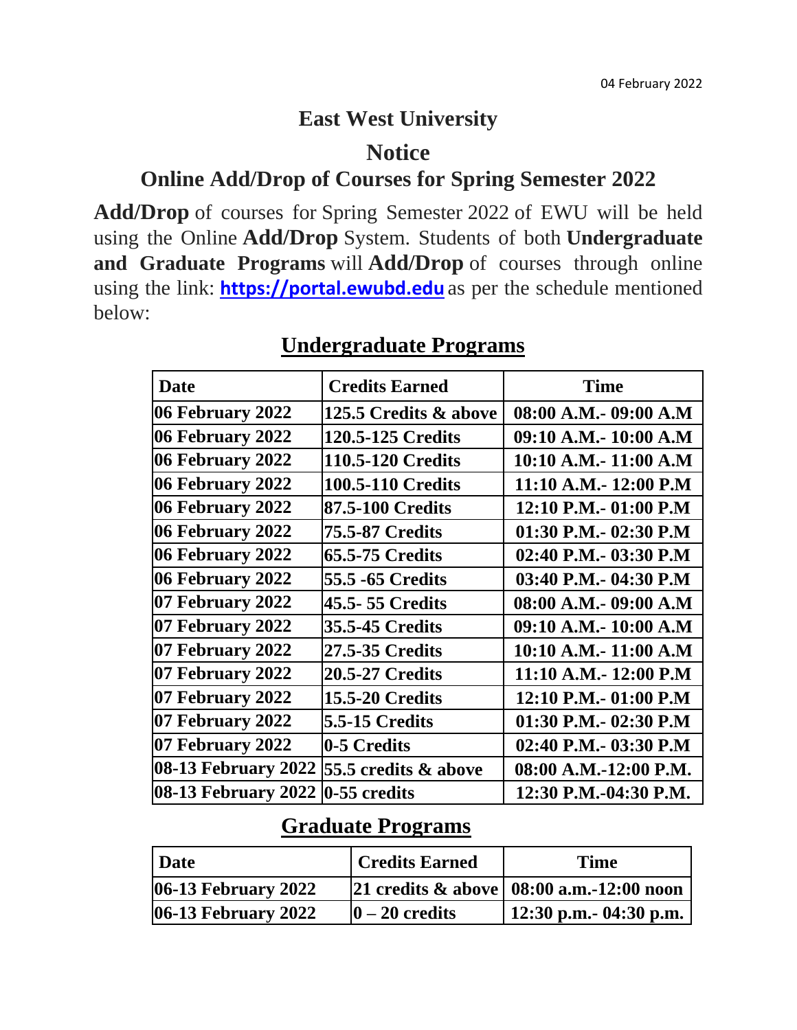04 February 2022

# East West University

## Notice

## Online Add/Drop of Courses for Spring Semester 2022

**Add/Drop** of courses for Spring Semester 2022 of EWU will be held using the Online **Add/Drop** System. Students of both **Undergraduate and Graduate Programs** will **Add/Drop** of courses through online using the link: **https://portal.ewubd.edu** as per the schedule mentioned below:

### Undergraduate Programs

| Date | Credits Earned | Time |
|---|---|---|
| 06 February 2022 | 125.5 Credits & above | 08:00 A.M.- 09:00 A.M |
| 06 February 2022 | 120.5-125 Credits | 09:10 A.M.- 10:00 A.M |
| 06 February 2022 | 110.5-120 Credits | 10:10 A.M.- 11:00 A.M |
| 06 February 2022 | 100.5-110 Credits | 11:10 A.M.- 12:00 P.M |
| 06 February 2022 | 87.5-100 Credits | 12:10 P.M.- 01:00 P.M |
| 06 February 2022 | 75.5-87 Credits | 01:30 P.M.- 02:30 P.M |
| 06 February 2022 | 65.5-75 Credits | 02:40 P.M.- 03:30 P.M |
| 06 February 2022 | 55.5 -65 Credits | 03:40 P.M.- 04:30 P.M |
| 07 February 2022 | 45.5- 55 Credits | 08:00 A.M.- 09:00 A.M |
| 07 February 2022 | 35.5-45 Credits | 09:10 A.M.- 10:00 A.M |
| 07 February 2022 | 27.5-35 Credits | 10:10 A.M.- 11:00 A.M |
| 07 February 2022 | 20.5-27 Credits | 11:10 A.M.- 12:00 P.M |
| 07 February 2022 | 15.5-20 Credits | 12:10 P.M.- 01:00 P.M |
| 07 February 2022 | 5.5-15 Credits | 01:30 P.M.- 02:30 P.M |
| 07 February 2022 | 0-5 Credits | 02:40 P.M.- 03:30 P.M |
| 08-13 February 2022 | 55.5 credits & above | 08:00 A.M.-12:00 P.M. |
| 08-13 February 2022 | 0-55 credits | 12:30 P.M.-04:30 P.M. |

### Graduate Programs

| Date | Credits Earned | Time |
|---|---|---|
| 06-13 February 2022 | 21 credits & above | 08:00 a.m.-12:00 noon |
| 06-13 February 2022 | 0 – 20 credits | 12:30 p.m.- 04:30 p.m. |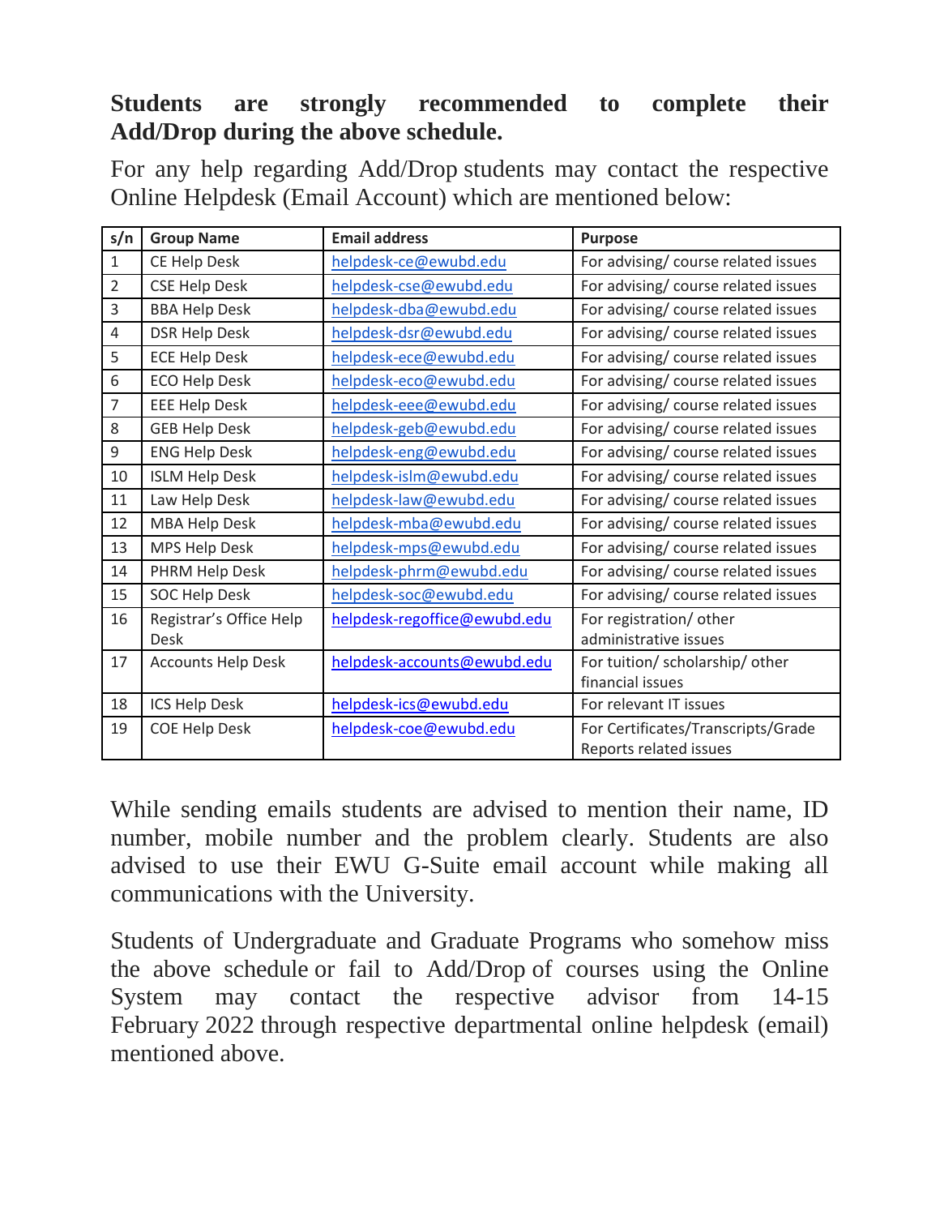**Students are strongly recommended to complete their Add/Drop during the above schedule.**

For any help regarding Add/Drop students may contact the respective Online Helpdesk (Email Account) which are mentioned below:

| s/n | Group Name | Email address | Purpose |
|---|---|---|---|
| 1 | CE Help Desk | helpdesk-ce@ewubd.edu | For advising/ course related issues |
| 2 | CSE Help Desk | helpdesk-cse@ewubd.edu | For advising/ course related issues |
| 3 | BBA Help Desk | helpdesk-dba@ewubd.edu | For advising/ course related issues |
| 4 | DSR Help Desk | helpdesk-dsr@ewubd.edu | For advising/ course related issues |
| 5 | ECE Help Desk | helpdesk-ece@ewubd.edu | For advising/ course related issues |
| 6 | ECO Help Desk | helpdesk-eco@ewubd.edu | For advising/ course related issues |
| 7 | EEE Help Desk | helpdesk-eee@ewubd.edu | For advising/ course related issues |
| 8 | GEB Help Desk | helpdesk-geb@ewubd.edu | For advising/ course related issues |
| 9 | ENG Help Desk | helpdesk-eng@ewubd.edu | For advising/ course related issues |
| 10 | ISLM Help Desk | helpdesk-islm@ewubd.edu | For advising/ course related issues |
| 11 | Law Help Desk | helpdesk-law@ewubd.edu | For advising/ course related issues |
| 12 | MBA Help Desk | helpdesk-mba@ewubd.edu | For advising/ course related issues |
| 13 | MPS Help Desk | helpdesk-mps@ewubd.edu | For advising/ course related issues |
| 14 | PHRM Help Desk | helpdesk-phrm@ewubd.edu | For advising/ course related issues |
| 15 | SOC Help Desk | helpdesk-soc@ewubd.edu | For advising/ course related issues |
| 16 | Registrar's Office Help Desk | helpdesk-regoffice@ewubd.edu | For registration/ other administrative issues |
| 17 | Accounts Help Desk | helpdesk-accounts@ewubd.edu | For tuition/ scholarship/ other financial issues |
| 18 | ICS Help Desk | helpdesk-ics@ewubd.edu | For relevant IT issues |
| 19 | COE Help Desk | helpdesk-coe@ewubd.edu | For Certificates/Transcripts/Grade Reports related issues |

While sending emails students are advised to mention their name, ID number, mobile number and the problem clearly. Students are also advised to use their EWU G-Suite email account while making all communications with the University.

Students of Undergraduate and Graduate Programs who somehow miss the above schedule or fail to Add/Drop of courses using the Online System may contact the respective advisor from 14-15 February 2022 through respective departmental online helpdesk (email) mentioned above.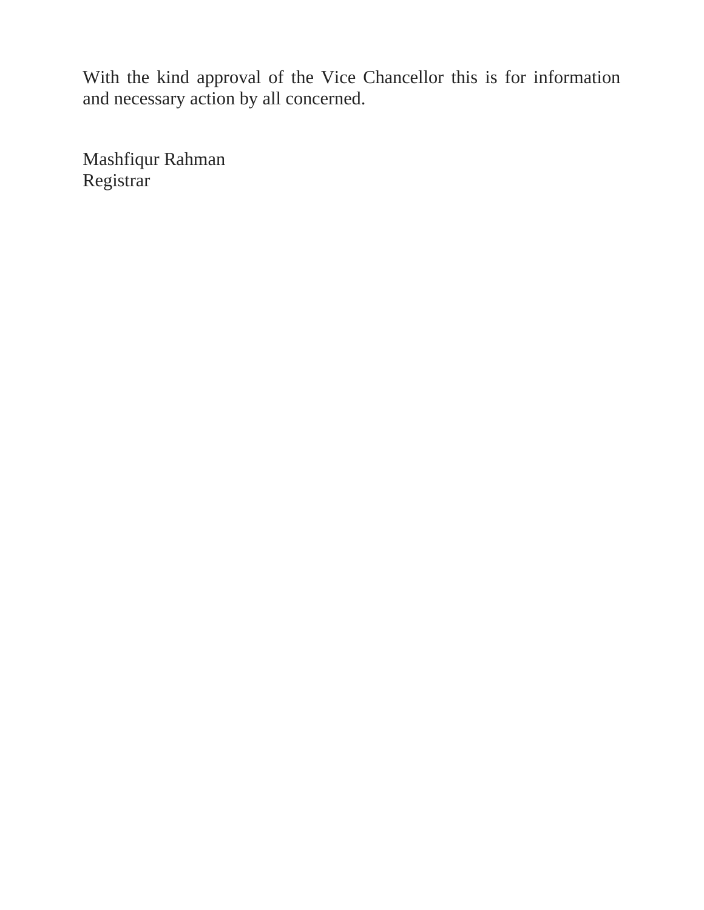With the kind approval of the Vice Chancellor this is for information and necessary action by all concerned.

Mashfiqur Rahman
Registrar